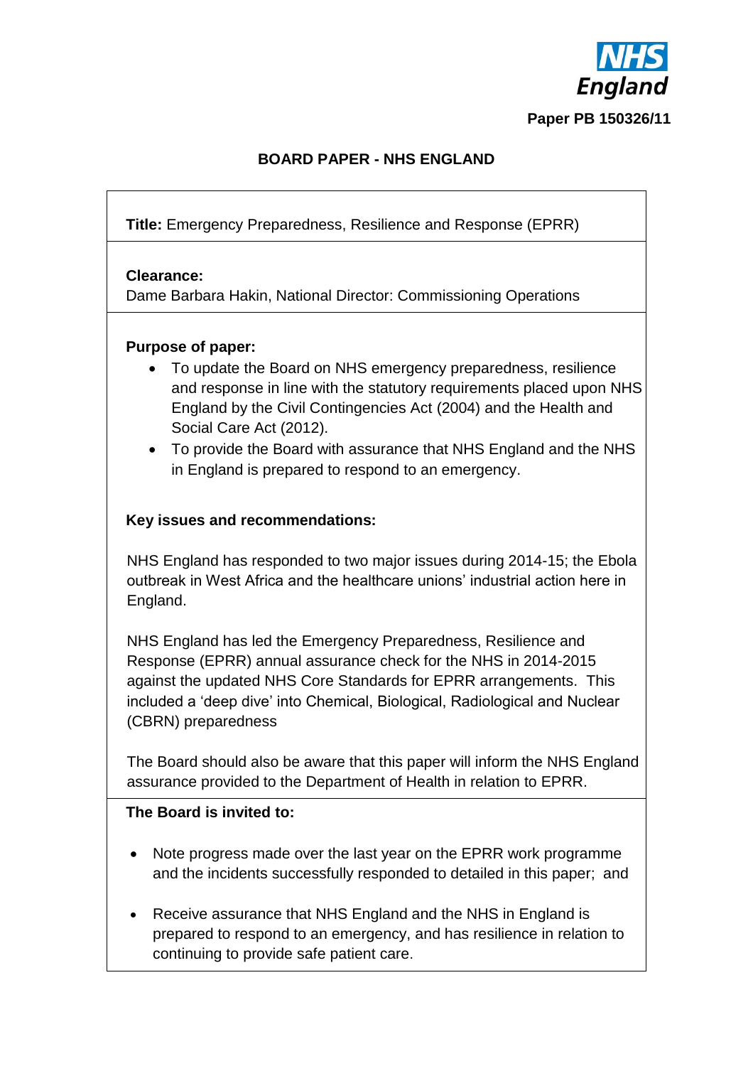NHS England

**Paper PB 150326/11**

# BOARD PAPER - NHS ENGLAND

**Title:** Emergency Preparedness, Resilience and Response (EPRR)

**Clearance:**
Dame Barbara Hakin, National Director: Commissioning Operations

**Purpose of paper:**

- To update the Board on NHS emergency preparedness, resilience and response in line with the statutory requirements placed upon NHS England by the Civil Contingencies Act (2004) and the Health and Social Care Act (2012).
- To provide the Board with assurance that NHS England and the NHS in England is prepared to respond to an emergency.

**Key issues and recommendations:**

NHS England has responded to two major issues during 2014-15; the Ebola outbreak in West Africa and the healthcare unions' industrial action here in England.

NHS England has led the Emergency Preparedness, Resilience and Response (EPRR) annual assurance check for the NHS in 2014-2015 against the updated NHS Core Standards for EPRR arrangements. This included a 'deep dive' into Chemical, Biological, Radiological and Nuclear (CBRN) preparedness

The Board should also be aware that this paper will inform the NHS England assurance provided to the Department of Health in relation to EPRR.

**The Board is invited to:**

- Note progress made over the last year on the EPRR work programme and the incidents successfully responded to detailed in this paper; and
- Receive assurance that NHS England and the NHS in England is prepared to respond to an emergency, and has resilience in relation to continuing to provide safe patient care.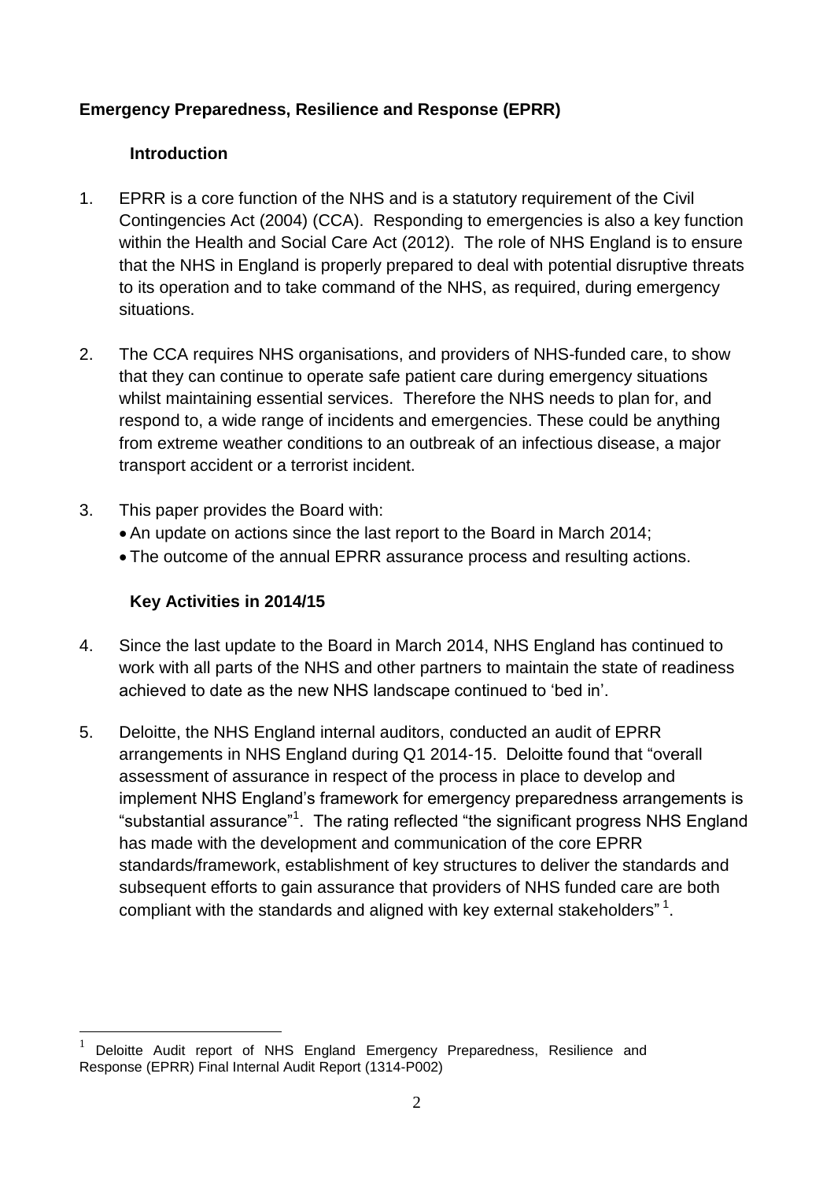**Emergency Preparedness, Resilience and Response (EPRR)**

**Introduction**

1. EPRR is a core function of the NHS and is a statutory requirement of the Civil Contingencies Act (2004) (CCA). Responding to emergencies is also a key function within the Health and Social Care Act (2012). The role of NHS England is to ensure that the NHS in England is properly prepared to deal with potential disruptive threats to its operation and to take command of the NHS, as required, during emergency situations.

2. The CCA requires NHS organisations, and providers of NHS-funded care, to show that they can continue to operate safe patient care during emergency situations whilst maintaining essential services. Therefore the NHS needs to plan for, and respond to, a wide range of incidents and emergencies. These could be anything from extreme weather conditions to an outbreak of an infectious disease, a major transport accident or a terrorist incident.

3. This paper provides the Board with:
   - An update on actions since the last report to the Board in March 2014;
   - The outcome of the annual EPRR assurance process and resulting actions.

**Key Activities in 2014/15**

4. Since the last update to the Board in March 2014, NHS England has continued to work with all parts of the NHS and other partners to maintain the state of readiness achieved to date as the new NHS landscape continued to 'bed in'.

5. Deloitte, the NHS England internal auditors, conducted an audit of EPRR arrangements in NHS England during Q1 2014-15. Deloitte found that "overall assessment of assurance in respect of the process in place to develop and implement NHS England's framework for emergency preparedness arrangements is "substantial assurance"[1]. The rating reflected "the significant progress NHS England has made with the development and communication of the core EPRR standards/framework, establishment of key structures to deliver the standards and subsequent efforts to gain assurance that providers of NHS funded care are both compliant with the standards and aligned with key external stakeholders"[1].

---

[1] Deloitte Audit report of NHS England Emergency Preparedness, Resilience and Response (EPRR) Final Internal Audit Report (1314-P002)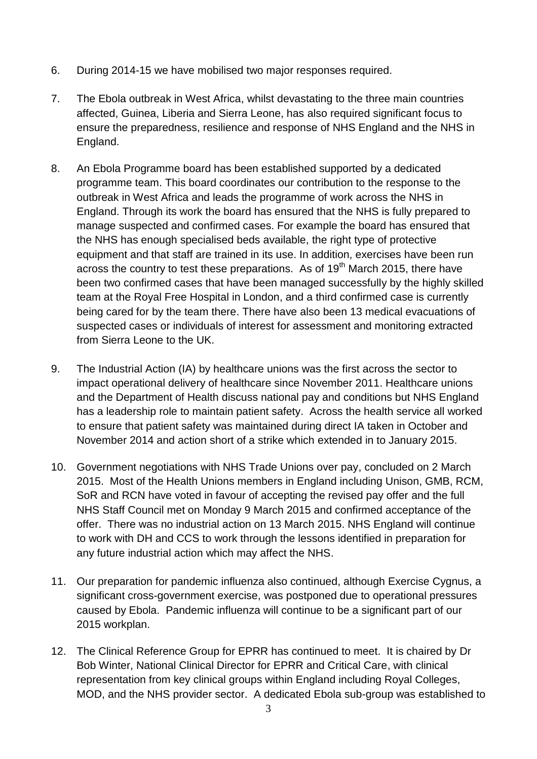6. During 2014-15 we have mobilised two major responses required.

7. The Ebola outbreak in West Africa, whilst devastating to the three main countries affected, Guinea, Liberia and Sierra Leone, has also required significant focus to ensure the preparedness, resilience and response of NHS England and the NHS in England.

8. An Ebola Programme board has been established supported by a dedicated programme team. This board coordinates our contribution to the response to the outbreak in West Africa and leads the programme of work across the NHS in England. Through its work the board has ensured that the NHS is fully prepared to manage suspected and confirmed cases. For example the board has ensured that the NHS has enough specialised beds available, the right type of protective equipment and that staff are trained in its use. In addition, exercises have been run across the country to test these preparations. As of 19th March 2015, there have been two confirmed cases that have been managed successfully by the highly skilled team at the Royal Free Hospital in London, and a third confirmed case is currently being cared for by the team there. There have also been 13 medical evacuations of suspected cases or individuals of interest for assessment and monitoring extracted from Sierra Leone to the UK.

9. The Industrial Action (IA) by healthcare unions was the first across the sector to impact operational delivery of healthcare since November 2011. Healthcare unions and the Department of Health discuss national pay and conditions but NHS England has a leadership role to maintain patient safety. Across the health service all worked to ensure that patient safety was maintained during direct IA taken in October and November 2014 and action short of a strike which extended in to January 2015.

10. Government negotiations with NHS Trade Unions over pay, concluded on 2 March 2015. Most of the Health Unions members in England including Unison, GMB, RCM, SoR and RCN have voted in favour of accepting the revised pay offer and the full NHS Staff Council met on Monday 9 March 2015 and confirmed acceptance of the offer. There was no industrial action on 13 March 2015. NHS England will continue to work with DH and CCS to work through the lessons identified in preparation for any future industrial action which may affect the NHS.

11. Our preparation for pandemic influenza also continued, although Exercise Cygnus, a significant cross-government exercise, was postponed due to operational pressures caused by Ebola. Pandemic influenza will continue to be a significant part of our 2015 workplan.

12. The Clinical Reference Group for EPRR has continued to meet. It is chaired by Dr Bob Winter, National Clinical Director for EPRR and Critical Care, with clinical representation from key clinical groups within England including Royal Colleges, MOD, and the NHS provider sector. A dedicated Ebola sub-group was established to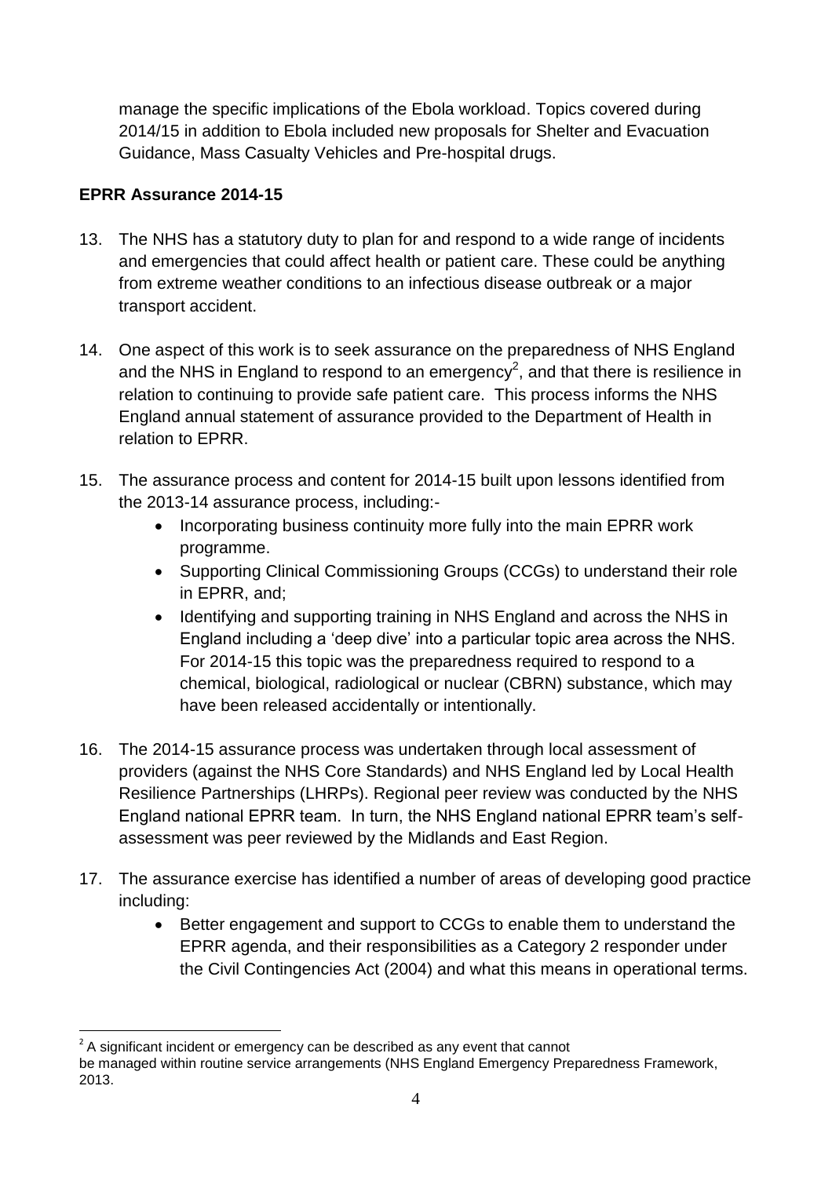manage the specific implications of the Ebola workload. Topics covered during 2014/15 in addition to Ebola included new proposals for Shelter and Evacuation Guidance, Mass Casualty Vehicles and Pre-hospital drugs.

**EPRR Assurance 2014-15**

13. The NHS has a statutory duty to plan for and respond to a wide range of incidents and emergencies that could affect health or patient care. These could be anything from extreme weather conditions to an infectious disease outbreak or a major transport accident.

14. One aspect of this work is to seek assurance on the preparedness of NHS England and the NHS in England to respond to an emergency[2], and that there is resilience in relation to continuing to provide safe patient care. This process informs the NHS England annual statement of assurance provided to the Department of Health in relation to EPRR.

15. The assurance process and content for 2014-15 built upon lessons identified from the 2013-14 assurance process, including:-
    - Incorporating business continuity more fully into the main EPRR work programme.
    - Supporting Clinical Commissioning Groups (CCGs) to understand their role in EPRR, and;
    - Identifying and supporting training in NHS England and across the NHS in England including a 'deep dive' into a particular topic area across the NHS. For 2014-15 this topic was the preparedness required to respond to a chemical, biological, radiological or nuclear (CBRN) substance, which may have been released accidentally or intentionally.

16. The 2014-15 assurance process was undertaken through local assessment of providers (against the NHS Core Standards) and NHS England led by Local Health Resilience Partnerships (LHRPs). Regional peer review was conducted by the NHS England national EPRR team. In turn, the NHS England national EPRR team's self-assessment was peer reviewed by the Midlands and East Region.

17. The assurance exercise has identified a number of areas of developing good practice including:
    - Better engagement and support to CCGs to enable them to understand the EPRR agenda, and their responsibilities as a Category 2 responder under the Civil Contingencies Act (2004) and what this means in operational terms.

---

[2] A significant incident or emergency can be described as any event that cannot be managed within routine service arrangements (NHS England Emergency Preparedness Framework, 2013.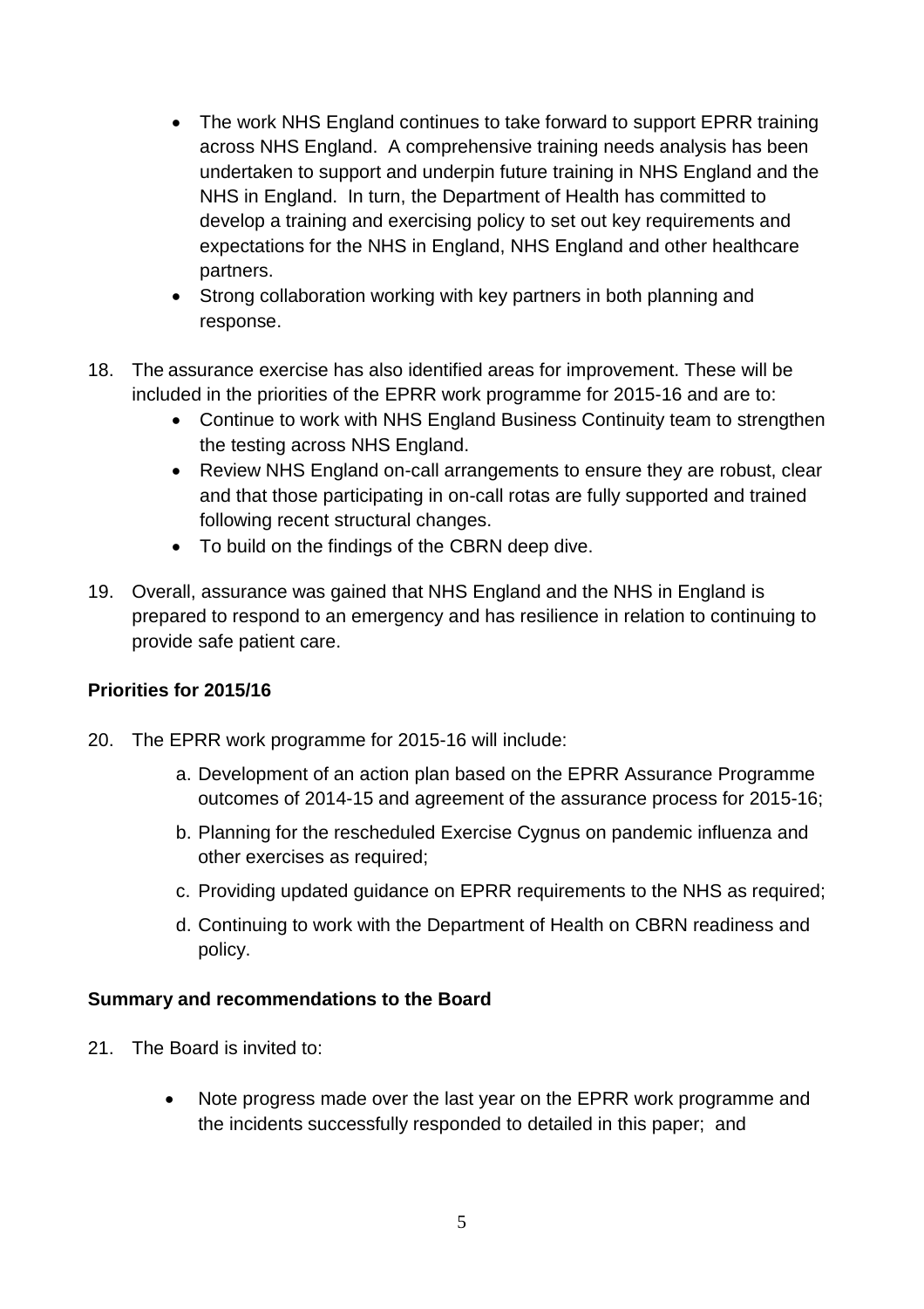- The work NHS England continues to take forward to support EPRR training across NHS England. A comprehensive training needs analysis has been undertaken to support and underpin future training in NHS England and the NHS in England. In turn, the Department of Health has committed to develop a training and exercising policy to set out key requirements and expectations for the NHS in England, NHS England and other healthcare partners.
- Strong collaboration working with key partners in both planning and response.

18. The assurance exercise has also identified areas for improvement. These will be included in the priorities of the EPRR work programme for 2015-16 and are to:
    - Continue to work with NHS England Business Continuity team to strengthen the testing across NHS England.
    - Review NHS England on-call arrangements to ensure they are robust, clear and that those participating in on-call rotas are fully supported and trained following recent structural changes.
    - To build on the findings of the CBRN deep dive.

19. Overall, assurance was gained that NHS England and the NHS in England is prepared to respond to an emergency and has resilience in relation to continuing to provide safe patient care.

**Priorities for 2015/16**

20. The EPRR work programme for 2015-16 will include:

    a. Development of an action plan based on the EPRR Assurance Programme outcomes of 2014-15 and agreement of the assurance process for 2015-16;

    b. Planning for the rescheduled Exercise Cygnus on pandemic influenza and other exercises as required;

    c. Providing updated guidance on EPRR requirements to the NHS as required;

    d. Continuing to work with the Department of Health on CBRN readiness and policy.

**Summary and recommendations to the Board**

21. The Board is invited to:

    - Note progress made over the last year on the EPRR work programme and the incidents successfully responded to detailed in this paper; and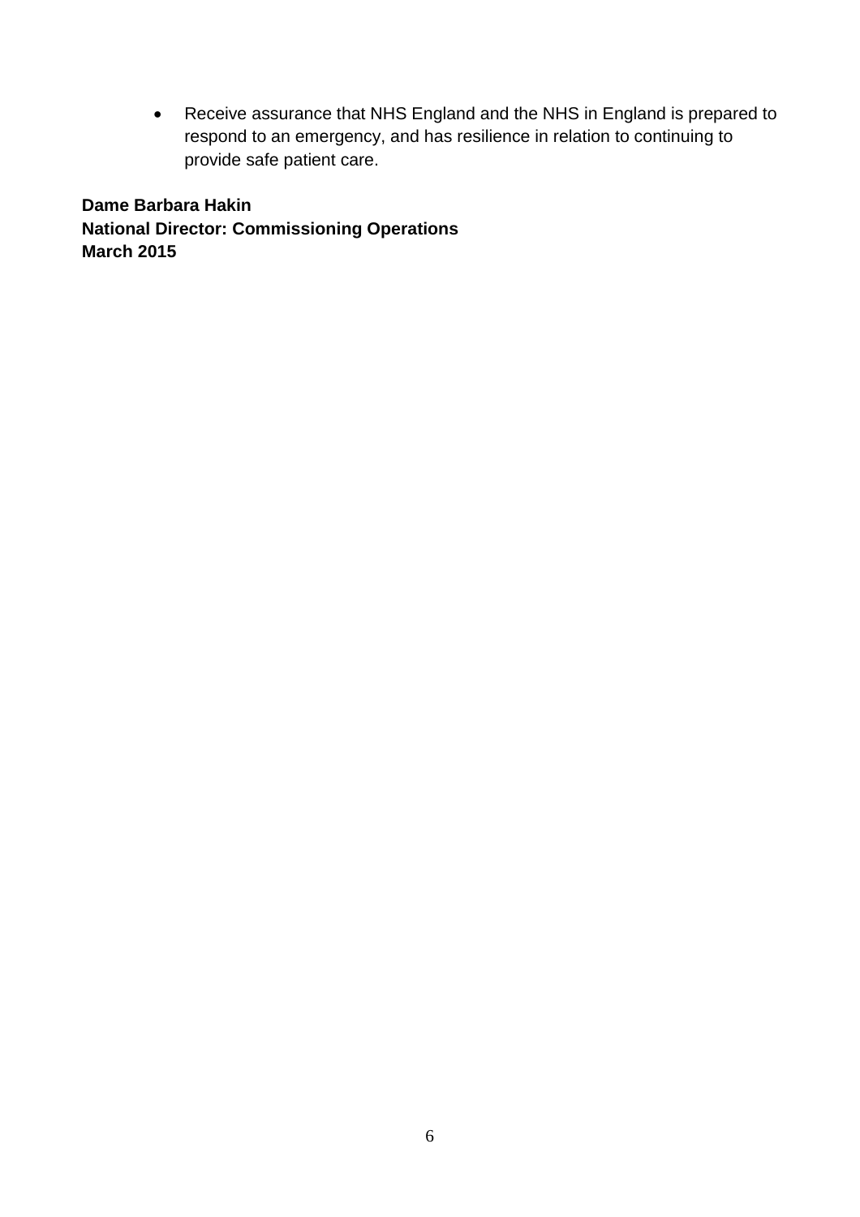- Receive assurance that NHS England and the NHS in England is prepared to respond to an emergency, and has resilience in relation to continuing to provide safe patient care.

**Dame Barbara Hakin**
**National Director: Commissioning Operations**
**March 2015**